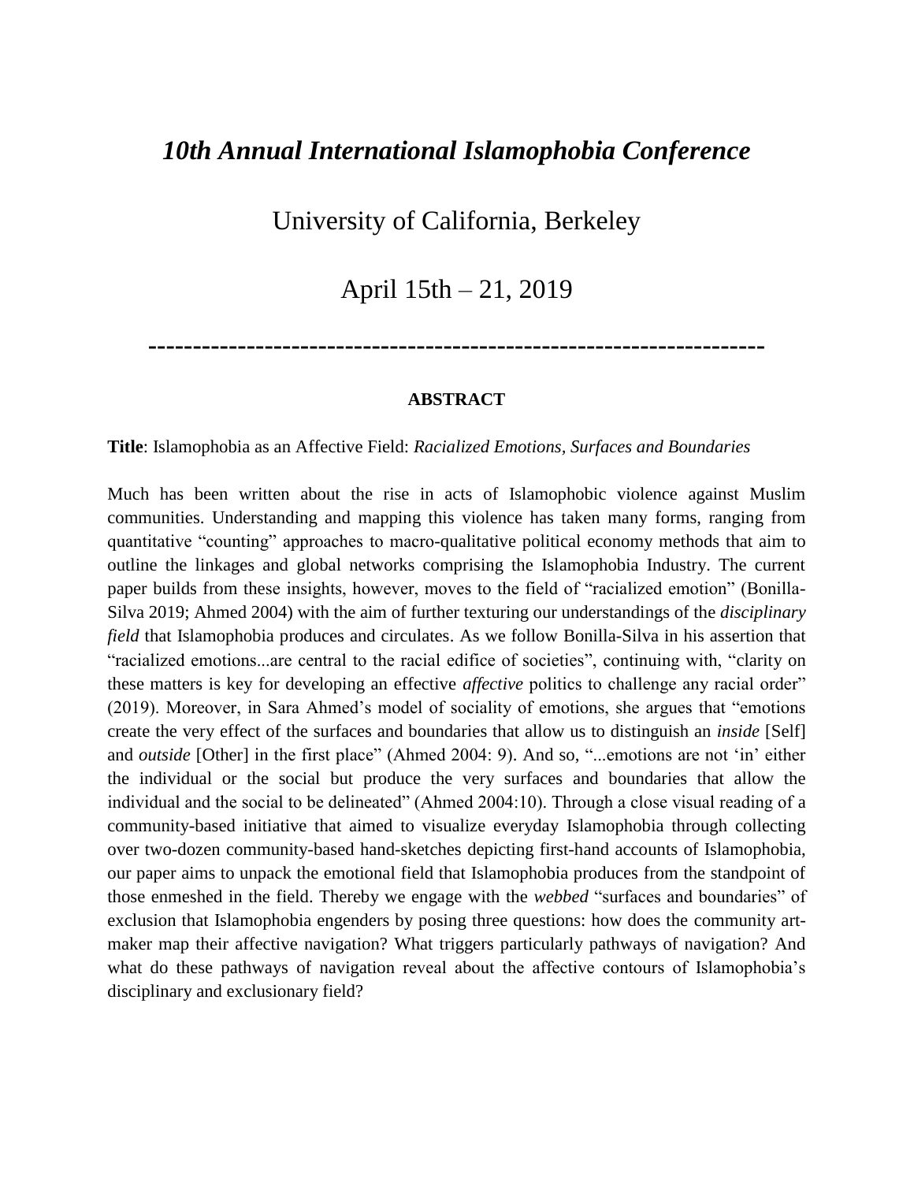# *10th Annual International Islamophobia Conference*

## University of California, Berkeley

## April 15th – 21, 2019

---

**ABSTRACT**

**Title**: Islamophobia as an Affective Field: *Racialized Emotions, Surfaces and Boundaries*

Much has been written about the rise in acts of Islamophobic violence against Muslim communities. Understanding and mapping this violence has taken many forms, ranging from quantitative "counting" approaches to macro-qualitative political economy methods that aim to outline the linkages and global networks comprising the Islamophobia Industry. The current paper builds from these insights, however, moves to the field of "racialized emotion" (Bonilla-Silva 2019; Ahmed 2004) with the aim of further texturing our understandings of the *disciplinary field* that Islamophobia produces and circulates. As we follow Bonilla-Silva in his assertion that "racialized emotions...are central to the racial edifice of societies", continuing with, "clarity on these matters is key for developing an effective *affective* politics to challenge any racial order" (2019). Moreover, in Sara Ahmed's model of sociality of emotions, she argues that "emotions create the very effect of the surfaces and boundaries that allow us to distinguish an *inside* [Self] and *outside* [Other] in the first place" (Ahmed 2004: 9). And so, "...emotions are not 'in' either the individual or the social but produce the very surfaces and boundaries that allow the individual and the social to be delineated" (Ahmed 2004:10). Through a close visual reading of a community-based initiative that aimed to visualize everyday Islamophobia through collecting over two-dozen community-based hand-sketches depicting first-hand accounts of Islamophobia, our paper aims to unpack the emotional field that Islamophobia produces from the standpoint of those enmeshed in the field. Thereby we engage with the *webbed* "surfaces and boundaries" of exclusion that Islamophobia engenders by posing three questions: how does the community art-maker map their affective navigation? What triggers particularly pathways of navigation? And what do these pathways of navigation reveal about the affective contours of Islamophobia's disciplinary and exclusionary field?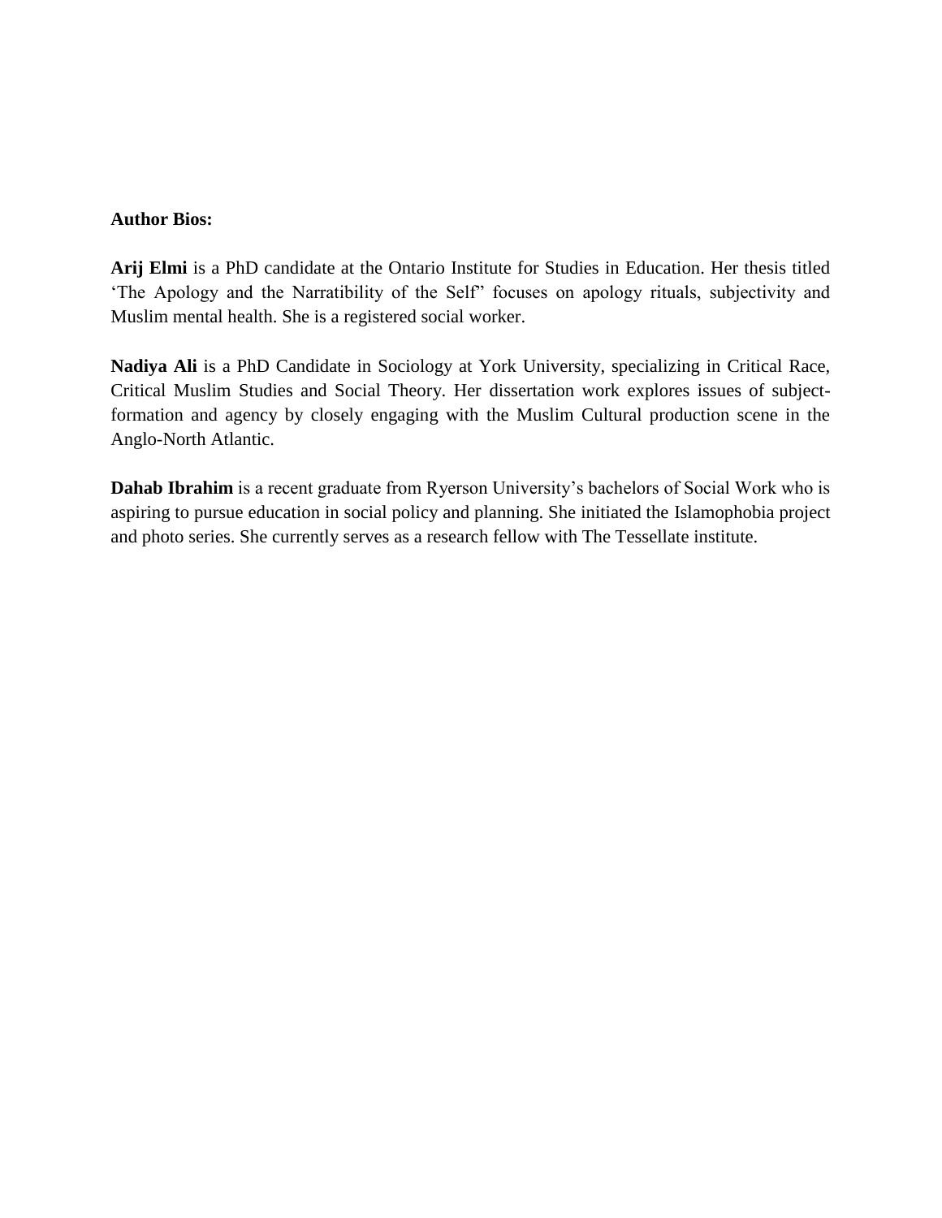**Author Bios:**

**Arij Elmi** is a PhD candidate at the Ontario Institute for Studies in Education. Her thesis titled 'The Apology and the Narratibility of the Self" focuses on apology rituals, subjectivity and Muslim mental health. She is a registered social worker.

**Nadiya Ali** is a PhD Candidate in Sociology at York University, specializing in Critical Race, Critical Muslim Studies and Social Theory. Her dissertation work explores issues of subject-formation and agency by closely engaging with the Muslim Cultural production scene in the Anglo-North Atlantic.

**Dahab Ibrahim** is a recent graduate from Ryerson University's bachelors of Social Work who is aspiring to pursue education in social policy and planning. She initiated the Islamophobia project and photo series. She currently serves as a research fellow with The Tessellate institute.